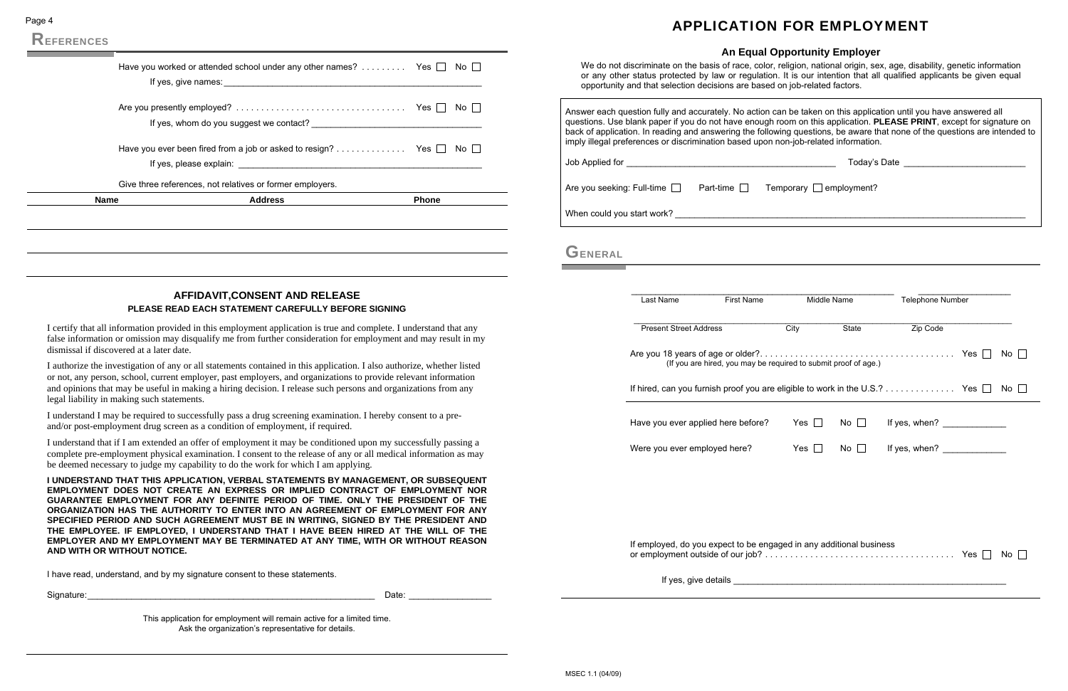## REFERENCES

Have you worked or attended school under any other names? . . . . . . . . . Yes ☐ No ☐

If yes, give names: ____________________

Are you presently employed? . . . . . . . . . . . . . . . . . . . . . . . . . . . . . . . . . Yes ☐ No ☐

If yes, whom do you suggest we contact? ____________________

Have you ever been fired from a job or asked to resign? . . . . . . . . . . . . . Yes ☐ No ☐

If yes, please explain: ____________________

Give three references, not relatives or former employers.

| Name | Address | Phone |
|---|---|---|
| | | |
| | | |
| | | |

### AFFIDAVIT,CONSENT AND RELEASE

**PLEASE READ EACH STATEMENT CAREFULLY BEFORE SIGNING**

I certify that all information provided in this employment application is true and complete. I understand that any false information or omission may disqualify me from further consideration for employment and may result in my dismissal if discovered at a later date.

I authorize the investigation of any or all statements contained in this application. I also authorize, whether listed or not, any person, school, current employer, past employers, and organizations to provide relevant information and opinions that may be useful in making a hiring decision. I release such persons and organizations from any legal liability in making such statements.

I understand I may be required to successfully pass a drug screening examination. I hereby consent to a pre- and/or post-employment drug screen as a condition of employment, if required.

I understand that if I am extended an offer of employment it may be conditioned upon my successfully passing a complete pre-employment physical examination. I consent to the release of any or all medical information as may be deemed necessary to judge my capability to do the work for which I am applying.

**I UNDERSTAND THAT THIS APPLICATION, VERBAL STATEMENTS BY MANAGEMENT, OR SUBSEQUENT EMPLOYMENT DOES NOT CREATE AN EXPRESS OR IMPLIED CONTRACT OF EMPLOYMENT NOR GUARANTEE EMPLOYMENT FOR ANY DEFINITE PERIOD OF TIME. ONLY THE PRESIDENT OF THE ORGANIZATION HAS THE AUTHORITY TO ENTER INTO AN AGREEMENT OF EMPLOYMENT FOR ANY SPECIFIED PERIOD AND SUCH AGREEMENT MUST BE IN WRITING, SIGNED BY THE PRESIDENT AND THE EMPLOYEE. IF EMPLOYED, I UNDERSTAND THAT I HAVE BEEN HIRED AT THE WILL OF THE EMPLOYER AND MY EMPLOYMENT MAY BE TERMINATED AT ANY TIME, WITH OR WITHOUT REASON AND WITH OR WITHOUT NOTICE.**

I have read, understand, and by my signature consent to these statements.

Signature: ____________________ Date: ____________

This application for employment will remain active for a limited time.
Ask the organization's representative for details.

# APPLICATION FOR EMPLOYMENT

### An Equal Opportunity Employer

We do not discriminate on the basis of race, color, religion, national origin, sex, age, disability, genetic information or any other status protected by law or regulation. It is our intention that all qualified applicants be given equal opportunity and that selection decisions are based on job-related factors.

Answer each question fully and accurately. No action can be taken on this application until you have answered all questions. Use blank paper if you do not have enough room on this application. **PLEASE PRINT**, except for signature on back of application. In reading and answering the following questions, be aware that none of the questions are intended to imply illegal preferences or discrimination based upon non-job-related information.

Job Applied for ____________________ Today's Date ____________

Are you seeking: Full-time ☐ Part-time ☐ Temporary ☐ employment?

When could you start work? ____________________

## GENERAL

____________________ ____________

Last Name First Name Middle Name Telephone Number

____________________

Present Street Address City State Zip Code

Are you 18 years of age or older?. . . . . . . . . . . . . . . . . . . . . . . . . . . . . . . . . . . . . . . Yes ☐ No ☐

(If you are hired, you may be required to submit proof of age.)

If hired, can you furnish proof you are eligible to work in the U.S.? . . . . . . . . . . . . . . Yes ☐ No ☐

Have you ever applied here before? Yes ☐ No ☐ If yes, when? ____________

Were you ever employed here? Yes ☐ No ☐ If yes, when? ____________

If employed, do you expect to be engaged in any additional business or employment outside of our job? . . . . . . . . . . . . . . . . . . . . . . . . . . . . . . . . . . . . . . Yes ☐ No ☐

If yes, give details ____________________

MSEC 1.1 (04/09)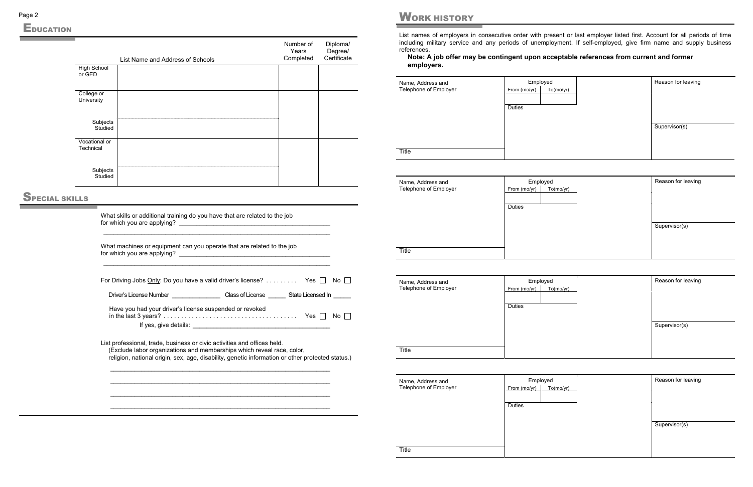## EDUCATION

| | List Name and Address of Schools | Number of Years Completed | Diploma/ Degree/ Certificate |
|---|---|---|---|
| High School or GED | | | |
| College or University | | | |
| Subjects Studied | | | |
| Vocational or Technical | | | |
| Subjects Studied | | | |

## SPECIAL SKILLS

What skills or additional training do you have that are related to the job for which you are applying? ____________________________________________

____________________________________________

What machines or equipment can you operate that are related to the job for which you are applying? ____________________________________________

____________________________________________

For Driving Jobs Only: Do you have a valid driver's license? ......... Yes ☐ No ☐

Driver's License Number ______________ Class of License _____ State Licensed In _____

Have you had your driver's license suspended or revoked in the last 3 years? ....................................... Yes ☐ No ☐

If yes, give details: ____________________________________________

List professional, trade, business or civic activities and offices held.
(Exclude labor organizations and memberships which reveal race, color, religion, national origin, sex, age, disability, genetic information or other protected status.)

____________________________________________

____________________________________________

____________________________________________

____________________________________________

## WORK HISTORY

List names of employers in consecutive order with present or last employer listed first. Account for all periods of time including military service and any periods of unemployment. If self-employed, give firm name and supply business references.

**Note: A job offer may be contingent upon acceptable references from current and former employers.**

| Name, Address and Telephone of Employer | Employed From (mo/yr) | Employed To(mo/yr) | Reason for leaving |
|---|---|---|---|
| | | | |
| | Duties | | Supervisor(s) |
| Title | | | |

| Name, Address and Telephone of Employer | Employed From (mo/yr) | Employed To(mo/yr) | Reason for leaving |
|---|---|---|---|
| | | | |
| | Duties | | Supervisor(s) |
| Title | | | |

| Name, Address and Telephone of Employer | Employed From (mo/yr) | Employed To(mo/yr) | Reason for leaving |
|---|---|---|---|
| | | | |
| | Duties | | Supervisor(s) |
| Title | | | |

| Name, Address and Telephone of Employer | Employed From (mo/yr) | Employed To(mo/yr) | Reason for leaving |
|---|---|---|---|
| | | | |
| | Duties | | Supervisor(s) |
| Title | | | |